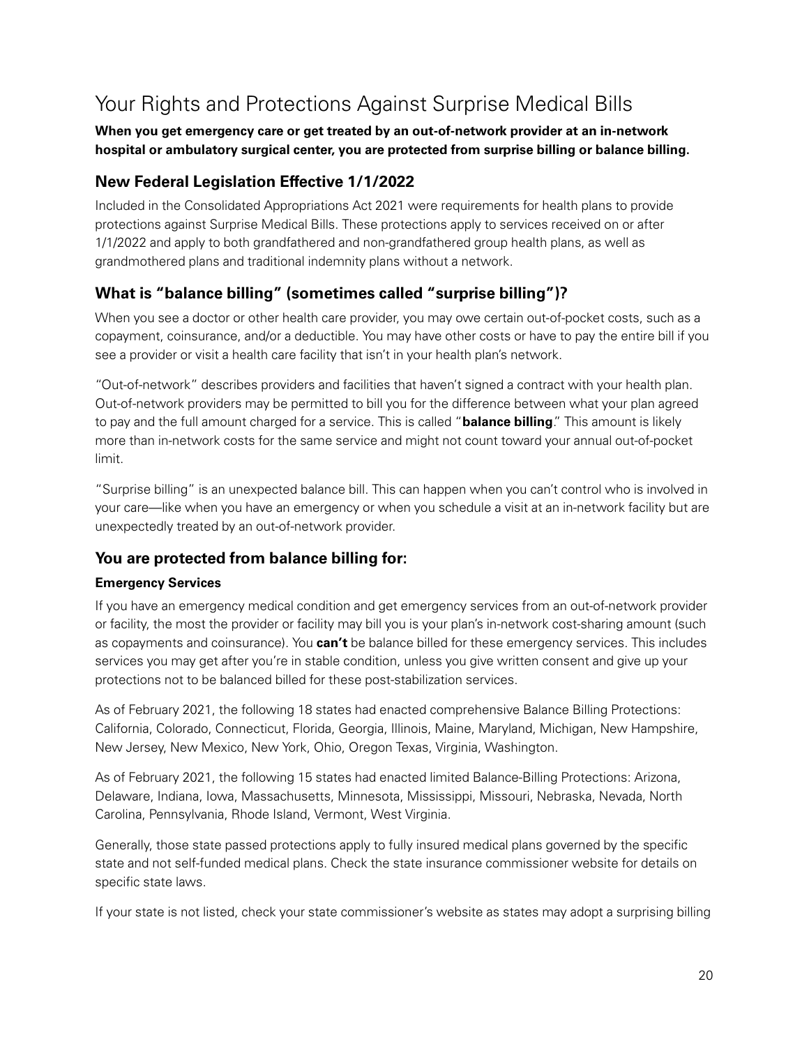# Your Rights and Protections Against Surprise Medical Bills

**When you get emergency care or get treated by an out-of-network provider at an in-network hospital or ambulatory surgical center, you are protected from surprise billing or balance billing.**

## New Federal Legislation Effective 1/1/2022

Included in the Consolidated Appropriations Act 2021 were requirements for health plans to provide protections against Surprise Medical Bills. These protections apply to services received on or after 1/1/2022 and apply to both grandfathered and non-grandfathered group health plans, as well as grandmothered plans and traditional indemnity plans without a network.

## What is "balance billing" (sometimes called "surprise billing")?

When you see a doctor or other health care provider, you may owe certain out-of-pocket costs, such as a copayment, coinsurance, and/or a deductible. You may have other costs or have to pay the entire bill if you see a provider or visit a health care facility that isn't in your health plan's network.

"Out-of-network" describes providers and facilities that haven't signed a contract with your health plan. Out-of-network providers may be permitted to bill you for the difference between what your plan agreed to pay and the full amount charged for a service. This is called "**balance billing**." This amount is likely more than in-network costs for the same service and might not count toward your annual out-of-pocket limit.

"Surprise billing" is an unexpected balance bill. This can happen when you can't control who is involved in your care—like when you have an emergency or when you schedule a visit at an in-network facility but are unexpectedly treated by an out-of-network provider.

## You are protected from balance billing for:

### Emergency Services

If you have an emergency medical condition and get emergency services from an out-of-network provider or facility, the most the provider or facility may bill you is your plan's in-network cost-sharing amount (such as copayments and coinsurance). You **can't** be balance billed for these emergency services. This includes services you may get after you're in stable condition, unless you give written consent and give up your protections not to be balanced billed for these post-stabilization services.

As of February 2021, the following 18 states had enacted comprehensive Balance Billing Protections: California, Colorado, Connecticut, Florida, Georgia, Illinois, Maine, Maryland, Michigan, New Hampshire, New Jersey, New Mexico, New York, Ohio, Oregon Texas, Virginia, Washington.

As of February 2021, the following 15 states had enacted limited Balance-Billing Protections: Arizona, Delaware, Indiana, Iowa, Massachusetts, Minnesota, Mississippi, Missouri, Nebraska, Nevada, North Carolina, Pennsylvania, Rhode Island, Vermont, West Virginia.

Generally, those state passed protections apply to fully insured medical plans governed by the specific state and not self-funded medical plans. Check the state insurance commissioner website for details on specific state laws.

If your state is not listed, check your state commissioner's website as states may adopt a surprising billing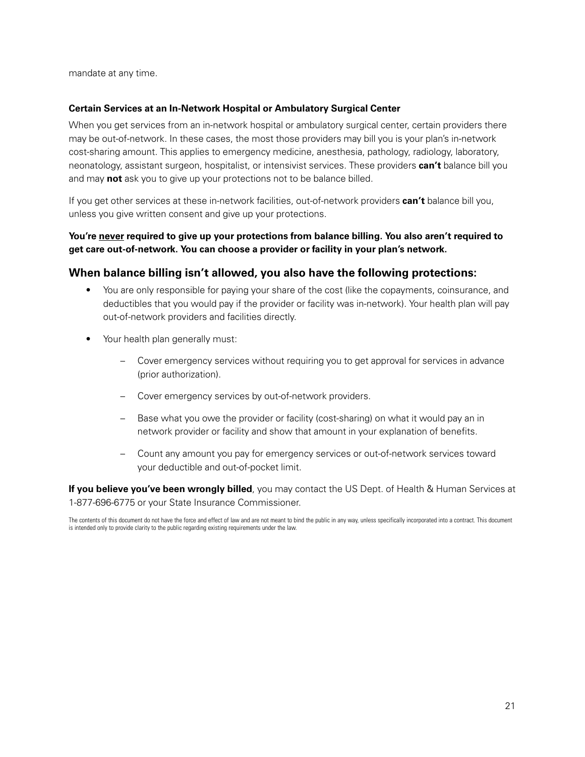mandate at any time.

**Certain Services at an In-Network Hospital or Ambulatory Surgical Center**

When you get services from an in-network hospital or ambulatory surgical center, certain providers there may be out-of-network. In these cases, the most those providers may bill you is your plan's in-network cost-sharing amount. This applies to emergency medicine, anesthesia, pathology, radiology, laboratory, neonatology, assistant surgeon, hospitalist, or intensivist services. These providers **can't** balance bill you and may **not** ask you to give up your protections not to be balance billed.

If you get other services at these in-network facilities, out-of-network providers **can't** balance bill you, unless you give written consent and give up your protections.

**You're <u>never</u> required to give up your protections from balance billing. You also aren't required to get care out-of-network. You can choose a provider or facility in your plan's network.**

## When balance billing isn't allowed, you also have the following protections:

- You are only responsible for paying your share of the cost (like the copayments, coinsurance, and deductibles that you would pay if the provider or facility was in-network). Your health plan will pay out-of-network providers and facilities directly.
- Your health plan generally must:
  - Cover emergency services without requiring you to get approval for services in advance (prior authorization).
  - Cover emergency services by out-of-network providers.
  - Base what you owe the provider or facility (cost-sharing) on what it would pay an in network provider or facility and show that amount in your explanation of benefits.
  - Count any amount you pay for emergency services or out-of-network services toward your deductible and out-of-pocket limit.

**If you believe you've been wrongly billed**, you may contact the US Dept. of Health & Human Services at 1-877-696-6775 or your State Insurance Commissioner.

The contents of this document do not have the force and effect of law and are not meant to bind the public in any way, unless specifically incorporated into a contract. This document is intended only to provide clarity to the public regarding existing requirements under the law.